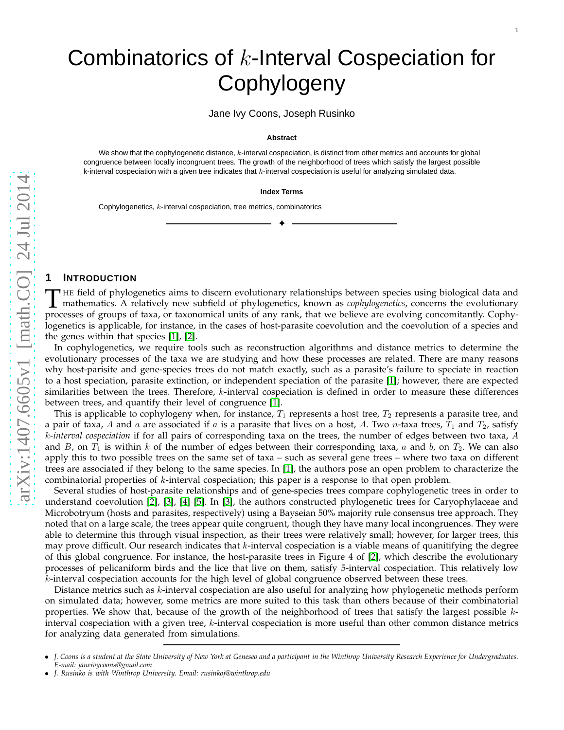# Combinatorics of $k$-Interval Cospeciation for Cophylogeny

Jane Ivy Coons, Joseph Rusinko

**Abstract**

We show that the cophylogenetic distance, $k$-interval cospeciation, is distinct from other metrics and accounts for global congruence between locally incongruent trees. The growth of the neighborhood of trees which satisfy the largest possible k-interval cospeciation with a given tree indicates that $k$-interval cospeciation is useful for analyzing simulated data.

**Index Terms**

Cophylogenetics, $k$-interval cospeciation, tree metrics, combinatorics

## 1 Introduction

The field of phylogenetics aims to discern evolutionary relationships between species using biological data and mathematics. A relatively new subfield of phylogenetics, known as *cophylogenetics*, concerns the evolutionary processes of groups of taxa, or taxonomical units of any rank, that we believe are evolving concomitantly. Cophylogenetics is applicable, for instance, in the cases of host-parasite coevolution and the coevolution of a species and the genes within that species [1], [2].

In cophylogenetics, we require tools such as reconstruction algorithms and distance metrics to determine the evolutionary processes of the taxa we are studying and how these processes are related. There are many reasons why host-parisite and gene-species trees do not match exactly, such as a parasite's failure to speciate in reaction to a host speciation, parasite extinction, or independent speciation of the parasite [1]; however, there are expected similarities between the trees. Therefore, $k$-interval cospeciation is defined in order to measure these differences between trees, and quantify their level of congruence [1].

This is applicable to cophylogeny when, for instance, $T_1$ represents a host tree, $T_2$ represents a parasite tree, and a pair of taxa, $A$ and $a$ are associated if $a$ is a parasite that lives on a host, $A$. Two $n$-taxa trees, $T_1$ and $T_2$, satisfy *$k$-interval cospeciation* if for all pairs of corresponding taxa on the trees, the number of edges between two taxa, $A$ and $B$, on $T_1$ is within $k$ of the number of edges between their corresponding taxa, $a$ and $b$, on $T_2$. We can also apply this to two possible trees on the same set of taxa – such as several gene trees – where two taxa on different trees are associated if they belong to the same species. In [1], the authors pose an open problem to characterize the combinatorial properties of $k$-interval cospeciation; this paper is a response to that open problem.

Several studies of host-parasite relationships and of gene-species trees compare cophylogenetic trees in order to understand coevolution [2], [3], [4] [5]. In [3], the authors constructed phylogenetic trees for Caryophylaceae and Microbotryum (hosts and parasites, respectively) using a Bayseian 50% majority rule consensus tree approach. They noted that on a large scale, the trees appear quite congruent, though they have many local incongruences. They were able to determine this through visual inspection, as their trees were relatively small; however, for larger trees, this may prove difficult. Our research indicates that $k$-interval cospeciation is a viable means of quanitifying the degree of this global congruence. For instance, the host-parasite trees in Figure 4 of [2], which describe the evolutionary processes of pelicaniform birds and the lice that live on them, satisfy 5-interval cospeciation. This relatively low $k$-interval cospeciation accounts for the high level of global congruence observed between these trees.

Distance metrics such as $k$-interval cospeciation are also useful for analyzing how phylogenetic methods perform on simulated data; however, some metrics are more suited to this task than others because of their combinatorial properties. We show that, because of the growth of the neighborhood of trees that satisfy the largest possible $k$-interval cospeciation with a given tree, $k$-interval cospeciation is more useful than other common distance metrics for analyzing data generated from simulations.

- *J. Coons is a student at the State University of New York at Geneseo and a participant in the Winthrop University Research Experience for Undergraduates. E-mail: janeivycoons@gmail.com*
- *J. Rusinko is with Winthrop University. Email: rusinkoj@winthrop.edu*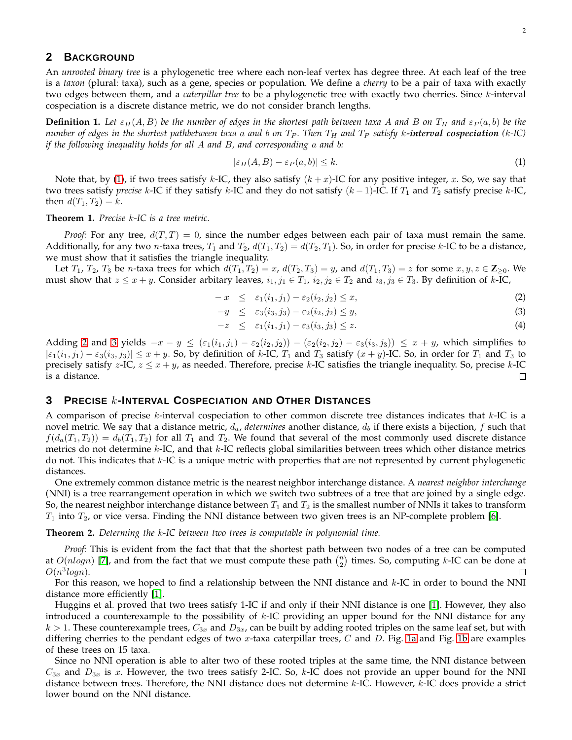## 2 Background

An *unrooted binary tree* is a phylogenetic tree where each non-leaf vertex has degree three. At each leaf of the tree is a *taxon* (plural: taxa), such as a gene, species or population. We define a *cherry* to be a pair of taxa with exactly two edges between them, and a *caterpillar tree* to be a phylogenetic tree with exactly two cherries. Since $k$-interval cospeciation is a discrete distance metric, we do not consider branch lengths.

**Definition 1.** *Let $\varepsilon_H(A, B)$ be the number of edges in the shortest path between taxa $A$ and $B$ on $T_H$ and $\varepsilon_P(a, b)$ be the number of edges in the shortest pathbetween taxa $a$ and $b$ on $T_P$. Then $T_H$ and $T_P$ satisfy **$k$-interval cospeciation** ($k$-IC) if the following inequality holds for all $A$ and $B$, and corresponding $a$ and $b$:*

$$|\varepsilon_H(A, B) - \varepsilon_P(a, b)| \leq k. \tag{1}$$

Note that, by (1), if two trees satisfy $k$-IC, they also satisfy $(k + x)$-IC for any positive integer, $x$. So, we say that two trees satisfy *precise* $k$-IC if they satisfy $k$-IC and they do not satisfy $(k - 1)$-IC. If $T_1$ and $T_2$ satisfy precise $k$-IC, then $d(T_1, T_2) = k$.

**Theorem 1.** *Precise $k$-IC is a tree metric.*

*Proof:* For any tree, $d(T, T) = 0$, since the number edges between each pair of taxa must remain the same. Additionally, for any two $n$-taxa trees, $T_1$ and $T_2$, $d(T_1, T_2) = d(T_2, T_1)$. So, in order for precise $k$-IC to be a distance, we must show that it satisfies the triangle inequality.

Let $T_1$, $T_2$, $T_3$ be $n$-taxa trees for which $d(T_1, T_2) = x$, $d(T_2, T_3) = y$, and $d(T_1, T_3) = z$ for some $x, y, z \in \mathbf{Z}_{\geq 0}$. We must show that $z \leq x + y$. Consider arbitary leaves, $i_1, j_1 \in T_1$, $i_2, j_2 \in T_2$ and $i_3, j_3 \in T_3$. By definition of $k$-IC,

$$-x \quad \leq \quad \varepsilon_1(i_1, j_1) - \varepsilon_2(i_2, j_2) \leq x, \tag{2}$$

$$-y \quad \leq \quad \varepsilon_3(i_3, j_3) - \varepsilon_2(i_2, j_2) \leq y, \tag{3}$$

$$-z \quad \leq \quad \varepsilon_1(i_1, j_1) - \varepsilon_3(i_3, j_3) \leq z. \tag{4}$$

Adding 2 and 3 yields $-x - y \leq (\varepsilon_1(i_1, j_1) - \varepsilon_2(i_2, j_2)) - (\varepsilon_2(i_2, j_2) - \varepsilon_3(i_3, j_3)) \leq x + y$, which simplifies to $|\varepsilon_1(i_1, j_1) - \varepsilon_3(i_3, j_3)| \leq x + y$. So, by definition of $k$-IC, $T_1$ and $T_3$ satisfy $(x + y)$-IC. So, in order for $T_1$ and $T_3$ to precisely satisfy $z$-IC, $z \leq x + y$, as needed. Therefore, precise $k$-IC satisfies the triangle inequality. So, precise $k$-IC is a distance. □

## 3 Precise $k$-Interval Cospeciation and Other Distances

A comparison of precise $k$-interval cospeciation to other common discrete tree distances indicates that $k$-IC is a novel metric. We say that a distance metric, $d_a$, *determines* another distance, $d_b$ if there exists a bijection, $f$ such that $f(d_a(T_1, T_2)) = d_b(T_1, T_2)$ for all $T_1$ and $T_2$. We found that several of the most commonly used discrete distance metrics do not determine $k$-IC, and that $k$-IC reflects global similarities between trees which other distance metrics do not. This indicates that $k$-IC is a unique metric with properties that are not represented by current phylogenetic distances.

One extremely common distance metric is the nearest neighbor interchange distance. A *nearest neighbor interchange* (NNI) is a tree rearrangement operation in which we switch two subtrees of a tree that are joined by a single edge. So, the nearest neighbor interchange distance between $T_1$ and $T_2$ is the smallest number of NNIs it takes to transform $T_1$ into $T_2$, or vice versa. Finding the NNI distance between two given trees is an NP-complete problem [6].

**Theorem 2.** *Determing the $k$-IC between two trees is computable in polynomial time.*

*Proof:* This is evident from the fact that that the shortest path between two nodes of a tree can be computed at $O(nlogn)$ [7], and from the fact that we must compute these path $\binom{n}{2}$ times. So, computing $k$-IC can be done at $O(n^3 logn)$. □

For this reason, we hoped to find a relationship between the NNI distance and $k$-IC in order to bound the NNI distance more efficiently [1].

Huggins et al. proved that two trees satisfy 1-IC if and only if their NNI distance is one [1]. However, they also introduced a counterexample to the possibility of $k$-IC providing an upper bound for the NNI distance for any $k > 1$. These counterexample trees, $C_{3x}$ and $D_{3x}$, can be built by adding rooted triples on the same leaf set, but with differing cherries to the pendant edges of two $x$-taxa caterpillar trees, $C$ and $D$. Fig. 1a and Fig. 1b are examples of these trees on 15 taxa.

Since no NNI operation is able to alter two of these rooted triples at the same time, the NNI distance between $C_{3x}$ and $D_{3x}$ is $x$. However, the two trees satisfy 2-IC. So, $k$-IC does not provide an upper bound for the NNI distance between trees. Therefore, the NNI distance does not determine $k$-IC. However, $k$-IC does provide a strict lower bound on the NNI distance.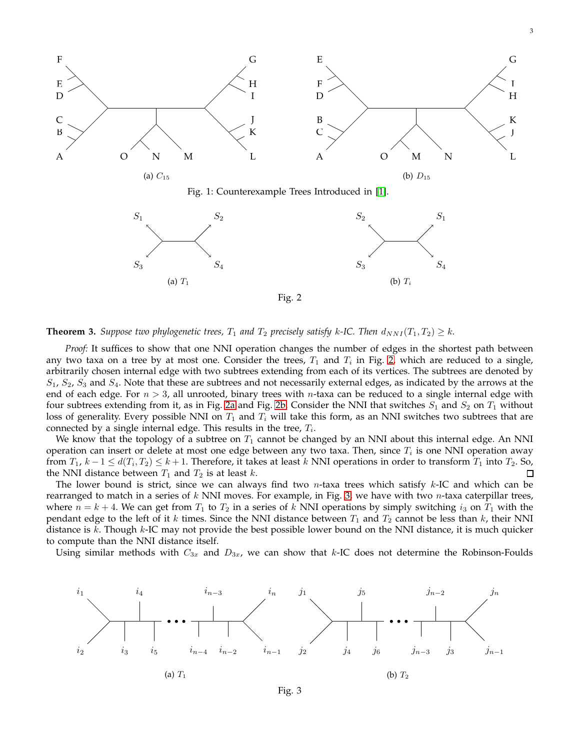(a) $C_{15}$

(b) $D_{15}$

Fig. 1: Counterexample Trees Introduced in [1].

(a) $T_1$

(b) $T_i$

Fig. 2

**Theorem 3.** *Suppose two phylogenetic trees, $T_1$ and $T_2$ precisely satisfy $k$-IC. Then $d_{NNI}(T_1, T_2) \geq k$.*

*Proof:* It suffices to show that one NNI operation changes the number of edges in the shortest path between any two taxa on a tree by at most one. Consider the trees, $T_1$ and $T_i$ in Fig. 2, which are reduced to a single, arbitrarily chosen internal edge with two subtrees extending from each of its vertices. The subtrees are denoted by $S_1$, $S_2$, $S_3$ and $S_4$. Note that these are subtrees and not necessarily external edges, as indicated by the arrows at the end of each edge. For $n > 3$, all unrooted, binary trees with $n$-taxa can be reduced to a single internal edge with four subtrees extending from it, as in Fig. 2a and Fig. 2b. Consider the NNI that switches $S_1$ and $S_2$ on $T_1$ without loss of generality. Every possible NNI on $T_1$ and $T_i$ will take this form, as an NNI switches two subtrees that are connected by a single internal edge. This results in the tree, $T_i$.

We know that the topology of a subtree on $T_1$ cannot be changed by an NNI about this internal edge. An NNI operation can insert or delete at most one edge between any two taxa. Then, since $T_i$ is one NNI operation away from $T_1$, $k - 1 \leq d(T_i, T_2) \leq k + 1$. Therefore, it takes at least $k$ NNI operations in order to transform $T_1$ into $T_2$. So, the NNI distance between $T_1$ and $T_2$ is at least $k$. ☐

The lower bound is strict, since we can always find two $n$-taxa trees which satisfy $k$-IC and which can be rearranged to match in a series of $k$ NNI moves. For example, in Fig. 3, we have with two $n$-taxa caterpillar trees, where $n = k + 4$. We can get from $T_1$ to $T_2$ in a series of $k$ NNI operations by simply switching $i_3$ on $T_1$ with the pendant edge to the left of it $k$ times. Since the NNI distance between $T_1$ and $T_2$ cannot be less than $k$, their NNI distance is $k$. Though $k$-IC may not provide the best possible lower bound on the NNI distance, it is much quicker to compute than the NNI distance itself.

Using similar methods with $C_{3x}$ and $D_{3x}$, we can show that $k$-IC does not determine the Robinson-Foulds

(a) $T_1$

(b) $T_2$

Fig. 3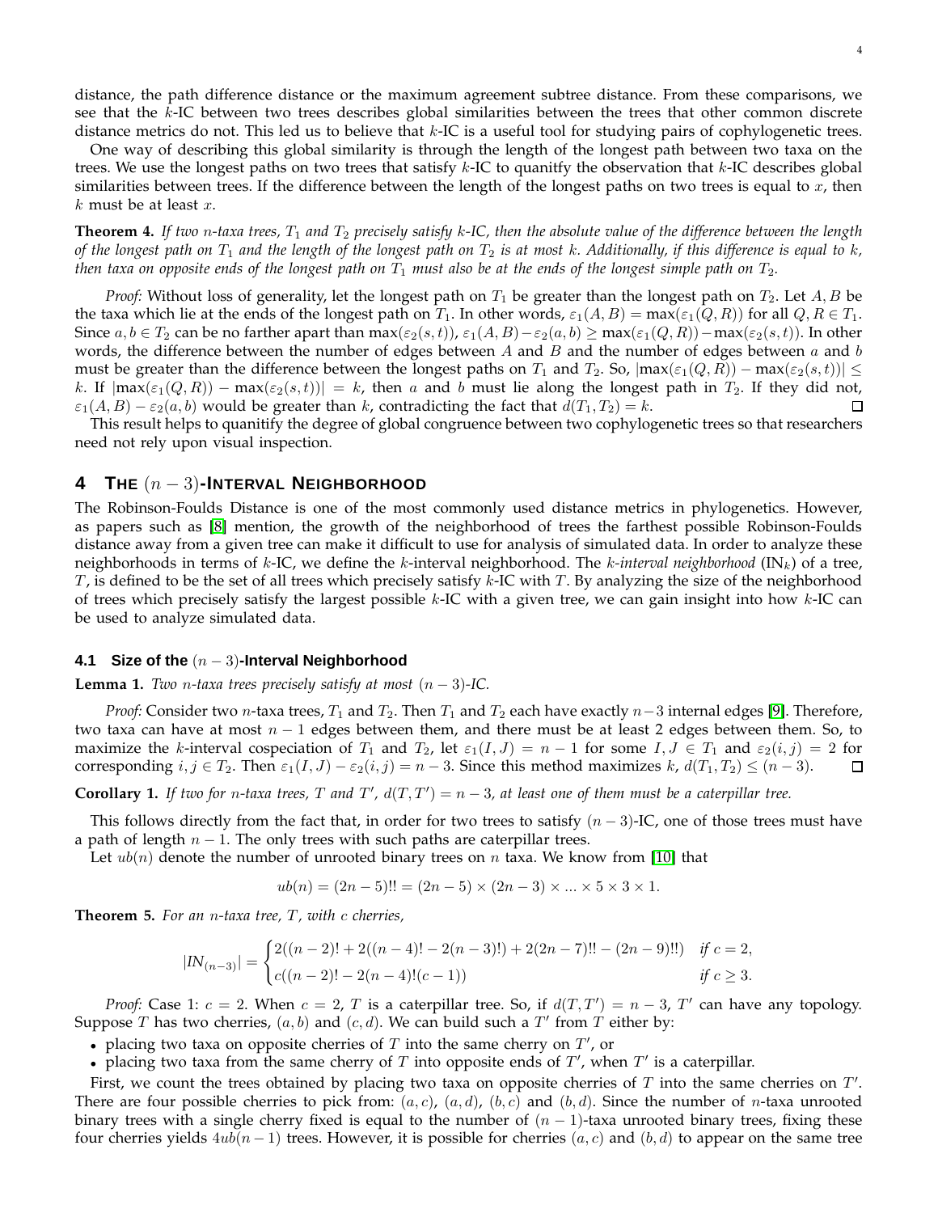distance, the path difference distance or the maximum agreement subtree distance. From these comparisons, we see that the $k$-IC between two trees describes global similarities between the trees that other common discrete distance metrics do not. This led us to believe that $k$-IC is a useful tool for studying pairs of cophylogenetic trees.

One way of describing this global similarity is through the length of the longest path between two taxa on the trees. We use the longest paths on two trees that satisfy $k$-IC to quanitfy the observation that $k$-IC describes global similarities between trees. If the difference between the length of the longest paths on two trees is equal to $x$, then $k$ must be at least $x$.

**Theorem 4.** *If two $n$-taxa trees, $T_1$ and $T_2$ precisely satisfy $k$-IC, then the absolute value of the difference between the length of the longest path on $T_1$ and the length of the longest path on $T_2$ is at most $k$. Additionally, if this difference is equal to $k$, then taxa on opposite ends of the longest path on $T_1$ must also be at the ends of the longest simple path on $T_2$.*

*Proof:* Without loss of generality, let the longest path on $T_1$ be greater than the longest path on $T_2$. Let $A, B$ be the taxa which lie at the ends of the longest path on $T_1$. In other words, $\varepsilon_1(A,B) = \max(\varepsilon_1(Q,R))$ for all $Q, R \in T_1$. Since $a, b \in T_2$ can be no farther apart than $\max(\varepsilon_2(s,t))$, $\varepsilon_1(A,B) - \varepsilon_2(a,b) \geq \max(\varepsilon_1(Q,R)) - \max(\varepsilon_2(s,t))$. In other words, the difference between the number of edges between $A$ and $B$ and the number of edges between $a$ and $b$ must be greater than the difference between the longest paths on $T_1$ and $T_2$. So, $|\max(\varepsilon_1(Q,R)) - \max(\varepsilon_2(s,t))| \leq k$. If $|\max(\varepsilon_1(Q,R)) - \max(\varepsilon_2(s,t))| = k$, then $a$ and $b$ must lie along the longest path in $T_2$. If they did not, $\varepsilon_1(A,B) - \varepsilon_2(a,b)$ would be greater than $k$, contradicting the fact that $d(T_1, T_2) = k$. ∎

This result helps to quanitify the degree of global congruence between two cophylogenetic trees so that researchers need not rely upon visual inspection.

## 4 The $(n-3)$-Interval Neighborhood

The Robinson-Foulds Distance is one of the most commonly used distance metrics in phylogenetics. However, as papers such as [8] mention, the growth of the neighborhood of trees the farthest possible Robinson-Foulds distance away from a given tree can make it difficult to use for analysis of simulated data. In order to analyze these neighborhoods in terms of $k$-IC, we define the $k$-interval neighborhood. The *$k$-interval neighborhood* ($\text{IN}_k$) of a tree, $T$, is defined to be the set of all trees which precisely satisfy $k$-IC with $T$. By analyzing the size of the neighborhood of trees which precisely satisfy the largest possible $k$-IC with a given tree, we can gain insight into how $k$-IC can be used to analyze simulated data.

### 4.1 Size of the $(n-3)$-Interval Neighborhood

**Lemma 1.** *Two $n$-taxa trees precisely satisfy at most $(n-3)$-IC.*

*Proof:* Consider two $n$-taxa trees, $T_1$ and $T_2$. Then $T_1$ and $T_2$ each have exactly $n-3$ internal edges [9]. Therefore, two taxa can have at most $n-1$ edges between them, and there must be at least 2 edges between them. So, to maximize the $k$-interval cospeciation of $T_1$ and $T_2$, let $\varepsilon_1(I,J) = n-1$ for some $I, J \in T_1$ and $\varepsilon_2(i,j) = 2$ for corresponding $i, j \in T_2$. Then $\varepsilon_1(I,J) - \varepsilon_2(i,j) = n-3$. Since this method maximizes $k$, $d(T_1, T_2) \leq (n-3)$. ∎

**Corollary 1.** *If two for $n$-taxa trees, $T$ and $T'$, $d(T, T') = n-3$, at least one of them must be a caterpillar tree.*

This follows directly from the fact that, in order for two trees to satisfy $(n-3)$-IC, one of those trees must have a path of length $n-1$. The only trees with such paths are caterpillar trees.

Let $ub(n)$ denote the number of unrooted binary trees on $n$ taxa. We know from [10] that

$$ub(n) = (2n-5)!! = (2n-5) \times (2n-3) \times ... \times 5 \times 3 \times 1.$$

**Theorem 5.** *For an $n$-taxa tree, $T$, with $c$ cherries,*

$$|IN_{(n-3)}| = \begin{cases} 2((n-2)! + 2((n-4)! - 2(n-3)!) + 2(2n-7)!! - (2n-9)!!) & \text{if } c = 2, \\ c((n-2)! - 2(n-4)!(c-1)) & \text{if } c \geq 3. \end{cases}$$

*Proof:* Case 1: $c = 2$. When $c = 2$, $T$ is a caterpillar tree. So, if $d(T, T') = n-3$, $T'$ can have any topology. Suppose $T$ has two cherries, $(a,b)$ and $(c,d)$. We can build such a $T'$ from $T$ either by:

- placing two taxa on opposite cherries of $T$ into the same cherry on $T'$, or
- placing two taxa from the same cherry of $T$ into opposite ends of $T'$, when $T'$ is a caterpillar.

First, we count the trees obtained by placing two taxa on opposite cherries of $T$ into the same cherries on $T'$. There are four possible cherries to pick from: $(a,c)$, $(a,d)$, $(b,c)$ and $(b,d)$. Since the number of $n$-taxa unrooted binary trees with a single cherry fixed is equal to the number of $(n-1)$-taxa unrooted binary trees, fixing these four cherries yields $4ub(n-1)$ trees. However, it is possible for cherries $(a,c)$ and $(b,d)$ to appear on the same tree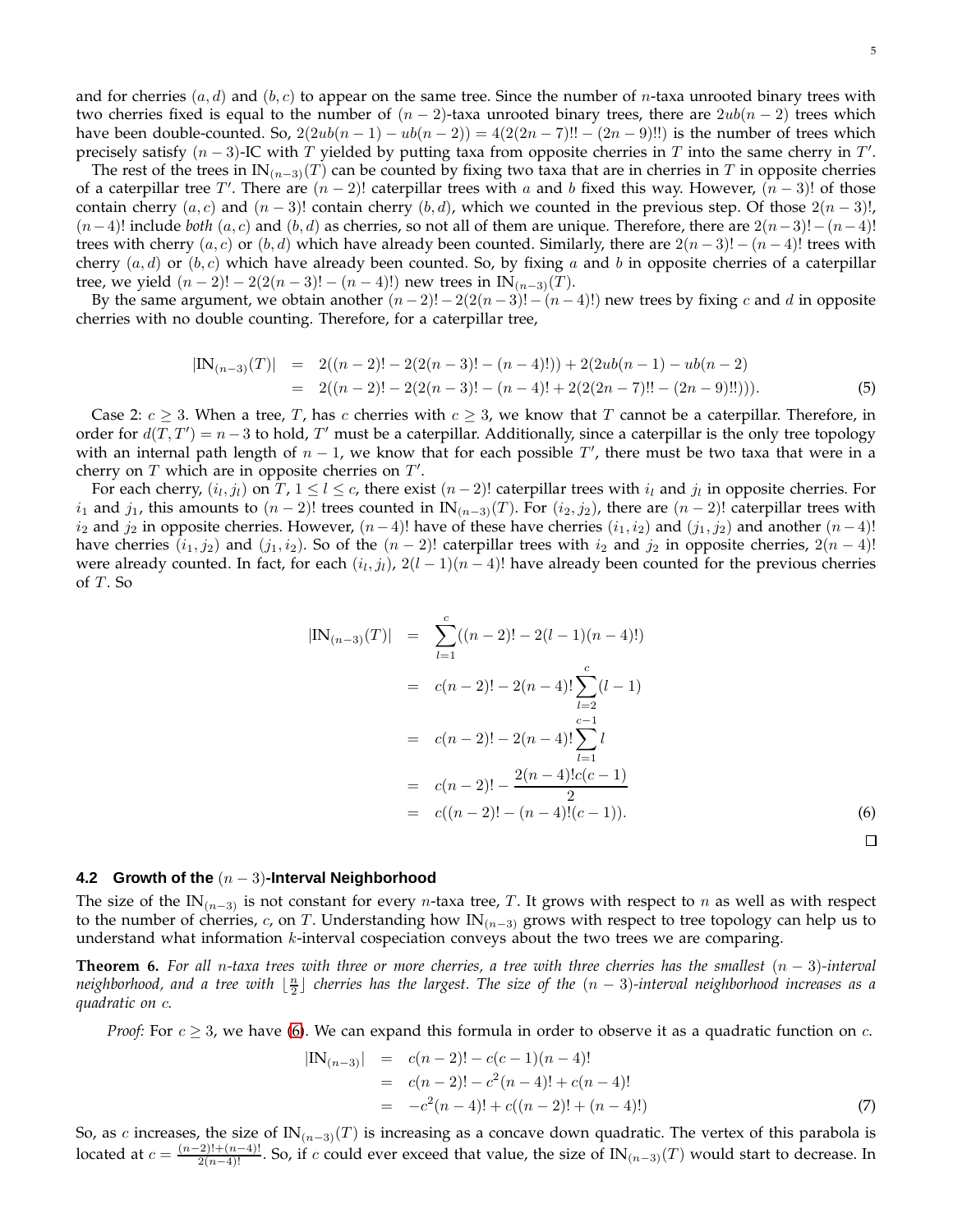and for cherries $(a,d)$ and $(b,c)$ to appear on the same tree. Since the number of $n$-taxa unrooted binary trees with two cherries fixed is equal to the number of $(n-2)$-taxa unrooted binary trees, there are $2ub(n-2)$ trees which have been double-counted. So, $2(2ub(n-1) - ub(n-2)) = 4(2(2n-7)!! - (2n-9)!!)$ is the number of trees which precisely satisfy $(n-3)$-IC with $T$ yielded by putting taxa from opposite cherries in $T$ into the same cherry in $T'$.

The rest of the trees in $\text{IN}_{(n-3)}(T)$ can be counted by fixing two taxa that are in cherries in $T$ in opposite cherries of a caterpillar tree $T'$. There are $(n-2)!$ caterpillar trees with $a$ and $b$ fixed this way. However, $(n-3)!$ of those contain cherry $(a,c)$ and $(n-3)!$ contain cherry $(b,d)$, which we counted in the previous step. Of those $2(n-3)!$, $(n-4)!$ include *both* $(a,c)$ and $(b,d)$ as cherries, so not all of them are unique. Therefore, there are $2(n-3)! - (n-4)!$ trees with cherry $(a,c)$ or $(b,d)$ which have already been counted. Similarly, there are $2(n-3)! - (n-4)!$ trees with cherry $(a,d)$ or $(b,c)$ which have already been counted. So, by fixing $a$ and $b$ in opposite cherries of a caterpillar tree, we yield $(n-2)! - 2(2(n-3)! - (n-4)!)$ new trees in $\text{IN}_{(n-3)}(T)$.

By the same argument, we obtain another $(n-2)! - 2(2(n-3)! - (n-4)!)$ new trees by fixing $c$ and $d$ in opposite cherries with no double counting. Therefore, for a caterpillar tree,

$$
\begin{aligned}
|\text{IN}_{(n-3)}(T)| &= 2((n-2)! - 2(2(n-3)! - (n-4)!)) + 2(2ub(n-1) - ub(n-2) \\
&= 2((n-2)! - 2(2(n-3)! - (n-4)! + 2(2(2n-7)!! - (2n-9)!!))). \qquad (5)
\end{aligned}
$$

Case 2: $c \geq 3$. When a tree, $T$, has $c$ cherries with $c \geq 3$, we know that $T$ cannot be a caterpillar. Therefore, in order for $d(T,T') = n-3$ to hold, $T'$ must be a caterpillar. Additionally, since a caterpillar is the only tree topology with an internal path length of $n-1$, we know that for each possible $T'$, there must be two taxa that were in a cherry on $T$ which are in opposite cherries on $T'$.

For each cherry, $(i_l, j_l)$ on $T$, $1 \leq l \leq c$, there exist $(n-2)!$ caterpillar trees with $i_l$ and $j_l$ in opposite cherries. For $i_1$ and $j_1$, this amounts to $(n-2)!$ trees counted in $\text{IN}_{(n-3)}(T)$. For $(i_2, j_2)$, there are $(n-2)!$ caterpillar trees with $i_2$ and $j_2$ in opposite cherries. However, $(n-4)!$ have of these have cherries $(i_1, i_2)$ and $(j_1, j_2)$ and another $(n-4)!$ have cherries $(i_1, j_2)$ and $(j_1, i_2)$. So of the $(n-2)!$ caterpillar trees with $i_2$ and $j_2$ in opposite cherries, $2(n-4)!$ were already counted. In fact, for each $(i_l, j_l)$, $2(l-1)(n-4)!$ have already been counted for the previous cherries of $T$. So

$$
\begin{aligned}
|\text{IN}_{(n-3)}(T)| &= \sum_{l=1}^{c}((n-2)! - 2(l-1)(n-4)!) \\
&= c(n-2)! - 2(n-4)!\sum_{l=2}^{c}(l-1) \\
&= c(n-2)! - 2(n-4)!\sum_{l=1}^{c-1} l \\
&= c(n-2)! - \frac{2(n-4)!c(c-1)}{2} \\
&= c((n-2)! - (n-4)!(c-1)). \qquad (6)
\end{aligned}
$$

□

### 4.2 Growth of the $(n-3)$-Interval Neighborhood

The size of the $\text{IN}_{(n-3)}$ is not constant for every $n$-taxa tree, $T$. It grows with respect to $n$ as well as with respect to the number of cherries, $c$, on $T$. Understanding how $\text{IN}_{(n-3)}$ grows with respect to tree topology can help us to understand what information $k$-interval cospeciation conveys about the two trees we are comparing.

**Theorem 6.** *For all $n$-taxa trees with three or more cherries, a tree with three cherries has the smallest $(n-3)$-interval neighborhood, and a tree with $\lfloor \frac{n}{2} \rfloor$ cherries has the largest. The size of the $(n-3)$-interval neighborhood increases as a quadratic on $c$.*

*Proof:* For $c \geq 3$, we have (6). We can expand this formula in order to observe it as a quadratic function on $c$.

$$
\begin{aligned}
|\text{IN}_{(n-3)}| &= c(n-2)! - c(c-1)(n-4)! \\
&= c(n-2)! - c^2(n-4)! + c(n-4)! \\
&= -c^2(n-4)! + c((n-2)! + (n-4)!) \qquad (7)
\end{aligned}
$$

So, as $c$ increases, the size of $\text{IN}_{(n-3)}(T)$ is increasing as a concave down quadratic. The vertex of this parabola is located at $c = \frac{(n-2)!+(n-4)!}{2(n-4)!}$. So, if $c$ could ever exceed that value, the size of $\text{IN}_{(n-3)}(T)$ would start to decrease. In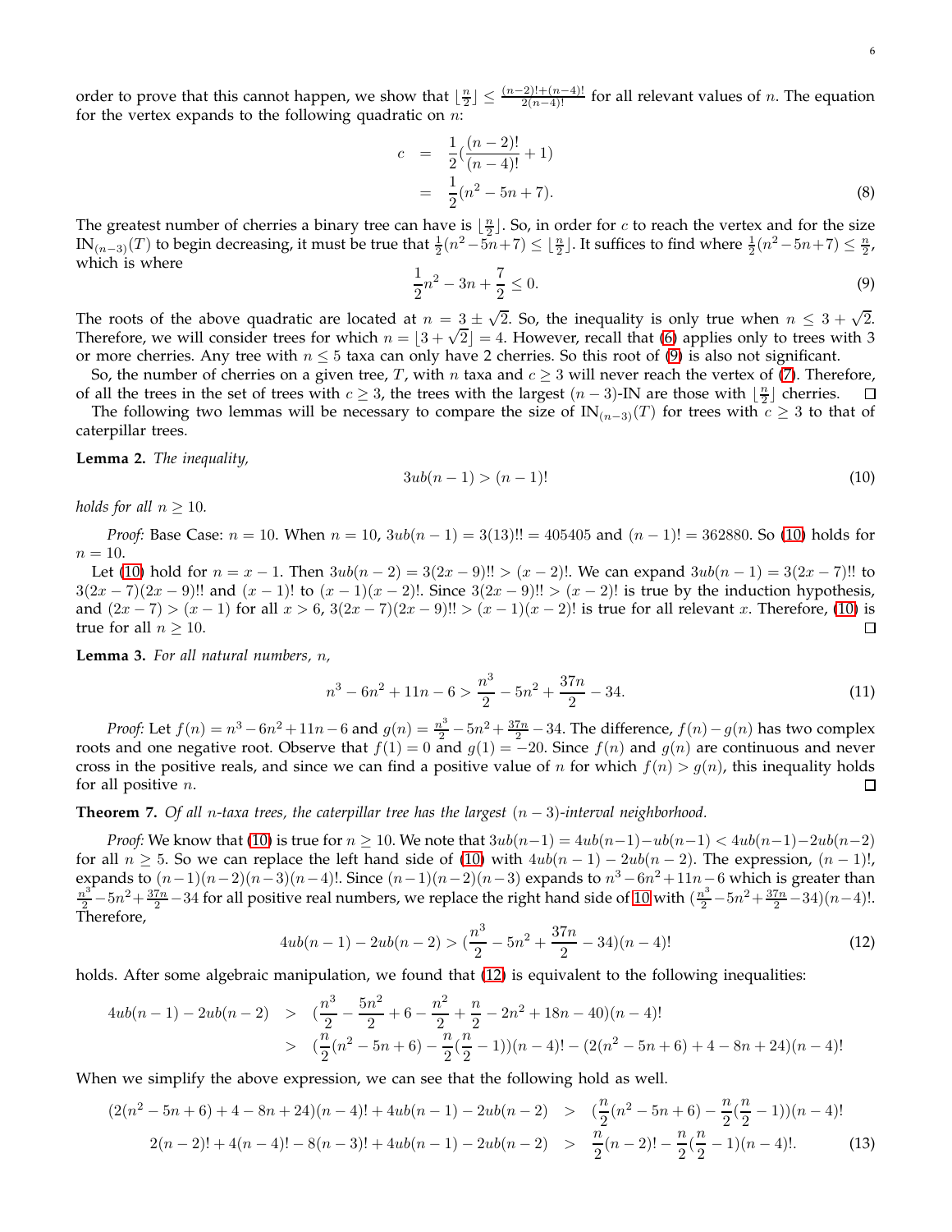order to prove that this cannot happen, we show that $\lfloor \frac{n}{2} \rfloor \leq \frac{(n-2)!+(n-4)!}{2(n-4)!}$ for all relevant values of $n$. The equation for the vertex expands to the following quadratic on $n$:

$$
\begin{aligned}
c &= \frac{1}{2}(\frac{(n-2)!}{(n-4)!}+1) \\
&= \frac{1}{2}(n^2-5n+7). \qquad (8)
\end{aligned}
$$

The greatest number of cherries a binary tree can have is $\lfloor \frac{n}{2} \rfloor$. So, in order for $c$ to reach the vertex and for the size $\text{IN}_{(n-3)}(T)$ to begin decreasing, it must be true that $\frac{1}{2}(n^2-5n+7) \leq \lfloor \frac{n}{2} \rfloor$. It suffices to find where $\frac{1}{2}(n^2-5n+7) \leq \frac{n}{2}$, which is where

$$
\frac{1}{2}n^2 - 3n + \frac{7}{2} \leq 0. \qquad (9)
$$

The roots of the above quadratic are located at $n = 3 \pm \sqrt{2}$. So, the inequality is only true when $n \leq 3+\sqrt{2}$. Therefore, we will consider trees for which $n = \lfloor 3+\sqrt{2} \rfloor = 4$. However, recall that (6) applies only to trees with 3 or more cherries. Any tree with $n \leq 5$ taxa can only have 2 cherries. So this root of (9) is also not significant.

So, the number of cherries on a given tree, $T$, with $n$ taxa and $c \geq 3$ will never reach the vertex of (7). Therefore, of all the trees in the set of trees with $c \geq 3$, the trees with the largest $(n-3)$-IN are those with $\lfloor \frac{n}{2} \rfloor$ cherries. □

The following two lemmas will be necessary to compare the size of $\text{IN}_{(n-3)}(T)$ for trees with $c \geq 3$ to that of caterpillar trees.

**Lemma 2.** *The inequality,*

$$
3ub(n-1) > (n-1)! \qquad (10)
$$

*holds for all $n \geq 10$.*

*Proof:* Base Case: $n = 10$. When $n = 10$, $3ub(n-1) = 3(13)!! = 405405$ and $(n-1)! = 362880$. So (10) holds for $n = 10$.

Let (10) hold for $n = x-1$. Then $3ub(n-2) = 3(2x-9)!! > (x-2)!$. We can expand $3ub(n-1) = 3(2x-7)!!$ to $3(2x-7)(2x-9)!!$ and $(x-1)!$ to $(x-1)(x-2)!$. Since $3(2x-9)!! > (x-2)!$ is true by the induction hypothesis, and $(2x-7) > (x-1)$ for all $x > 6$, $3(2x-7)(2x-9)!! > (x-1)(x-2)!$ is true for all relevant $x$. Therefore, (10) is true for all $n \geq 10$. □

**Lemma 3.** *For all natural numbers, $n$,*

$$
n^3 - 6n^2 + 11n - 6 > \frac{n^3}{2} - 5n^2 + \frac{37n}{2} - 34. \qquad (11)
$$

*Proof:* Let $f(n) = n^3 - 6n^2 + 11n - 6$ and $g(n) = \frac{n^3}{2} - 5n^2 + \frac{37n}{2} - 34$. The difference, $f(n) - g(n)$ has two complex roots and one negative root. Observe that $f(1) = 0$ and $g(1) = -20$. Since $f(n)$ and $g(n)$ are continuous and never cross in the positive reals, and since we can find a positive value of $n$ for which $f(n) > g(n)$, this inequality holds for all positive $n$. □

**Theorem 7.** *Of all $n$-taxa trees, the caterpillar tree has the largest $(n-3)$-interval neighborhood.*

*Proof:* We know that (10) is true for $n \geq 10$. We note that $3ub(n-1) = 4ub(n-1) - ub(n-1) < 4ub(n-1) - 2ub(n-2)$ for all $n \geq 5$. So we can replace the left hand side of (10) with $4ub(n-1) - 2ub(n-2)$. The expression, $(n-1)!$, expands to $(n-1)(n-2)(n-3)(n-4)!$. Since $(n-1)(n-2)(n-3)$ expands to $n^3 - 6n^2 + 11n - 6$ which is greater than $\frac{n^3}{2} - 5n^2 + \frac{37n}{2} - 34$ for all positive real numbers, we replace the right hand side of 10 with $(\frac{n^3}{2} - 5n^2 + \frac{37n}{2} - 34)(n-4)!$. Therefore,

$$
4ub(n-1) - 2ub(n-2) > (\frac{n^3}{2} - 5n^2 + \frac{37n}{2} - 34)(n-4)! \qquad (12)
$$

holds. After some algebraic manipulation, we found that (12) is equivalent to the following inequalities:

$$
\begin{aligned}
4ub(n-1) - 2ub(n-2) &> (\frac{n^3}{2} - \frac{5n^2}{2} + 6 - \frac{n^2}{2} + \frac{n}{2} - 2n^2 + 18n - 40)(n-4)! \\
&> (\frac{n}{2}(n^2 - 5n + 6) - \frac{n}{2}(\frac{n}{2} - 1))(n-4)! - (2(n^2 - 5n + 6) + 4 - 8n + 24)(n-4)!
\end{aligned}
$$

When we simplify the above expression, we can see that the following hold as well.

$$
\begin{aligned}
(2(n^2 - 5n + 6) + 4 - 8n + 24)(n-4)! + 4ub(n-1) - 2ub(n-2) &> (\frac{n}{2}(n^2 - 5n + 6) - \frac{n}{2}(\frac{n}{2} - 1))(n-4)! \\
2(n-2)! + 4(n-4)! - 8(n-3)! + 4ub(n-1) - 2ub(n-2) &> \frac{n}{2}(n-2)! - \frac{n}{2}(\frac{n}{2} - 1)(n-4)!. \qquad (13)
\end{aligned}
$$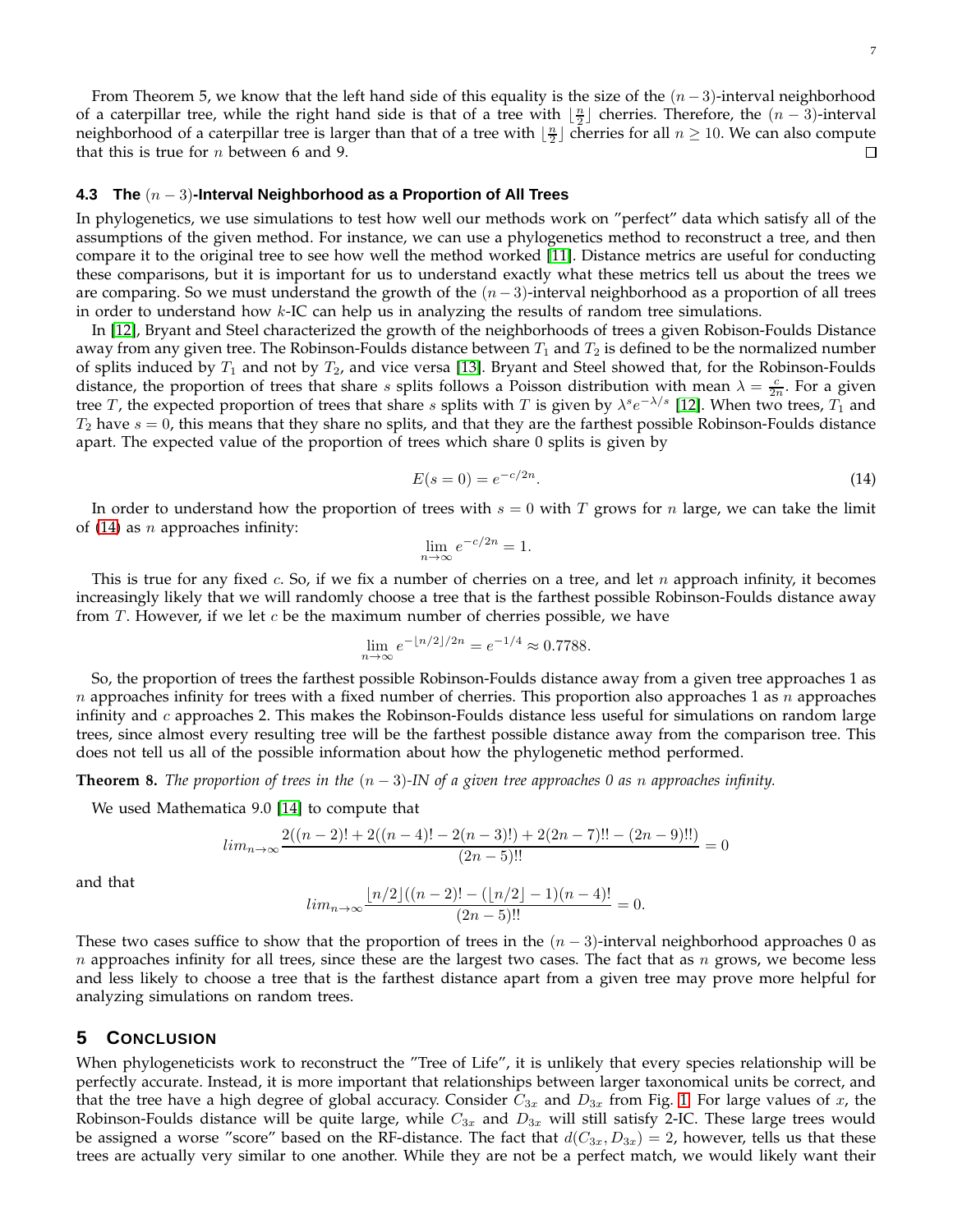From Theorem 5, we know that the left hand side of this equality is the size of the $(n-3)$-interval neighborhood of a caterpillar tree, while the right hand side is that of a tree with $\lfloor \frac{n}{2} \rfloor$ cherries. Therefore, the $(n-3)$-interval neighborhood of a caterpillar tree is larger than that of a tree with $\lfloor \frac{n}{2} \rfloor$ cherries for all $n \geq 10$. We can also compute that this is true for $n$ between 6 and 9. □

### 4.3 The $(n-3)$-Interval Neighborhood as a Proportion of All Trees

In phylogenetics, we use simulations to test how well our methods work on "perfect" data which satisfy all of the assumptions of the given method. For instance, we can use a phylogenetics method to reconstruct a tree, and then compare it to the original tree to see how well the method worked [11]. Distance metrics are useful for conducting these comparisons, but it is important for us to understand exactly what these metrics tell us about the trees we are comparing. So we must understand the growth of the $(n-3)$-interval neighborhood as a proportion of all trees in order to understand how $k$-IC can help us in analyzing the results of random tree simulations.

In [12], Bryant and Steel characterized the growth of the neighborhoods of trees a given Robison-Foulds Distance away from any given tree. The Robinson-Foulds distance between $T_1$ and $T_2$ is defined to be the normalized number of splits induced by $T_1$ and not by $T_2$, and vice versa [13]. Bryant and Steel showed that, for the Robinson-Foulds distance, the proportion of trees that share $s$ splits follows a Poisson distribution with mean $\lambda = \frac{c}{2n}$. For a given tree $T$, the expected proportion of trees that share $s$ splits with $T$ is given by $\lambda^s e^{-\lambda/s}$ [12]. When two trees, $T_1$ and $T_2$ have $s = 0$, this means that they share no splits, and that they are the farthest possible Robinson-Foulds distance apart. The expected value of the proportion of trees which share 0 splits is given by

$$E(s=0) = e^{-c/2n}. \tag{14}$$

In order to understand how the proportion of trees with $s = 0$ with $T$ grows for $n$ large, we can take the limit of (14) as $n$ approaches infinity:

$$\lim_{n\to\infty} e^{-c/2n} = 1.$$

This is true for any fixed $c$. So, if we fix a number of cherries on a tree, and let $n$ approach infinity, it becomes increasingly likely that we will randomly choose a tree that is the farthest possible Robinson-Foulds distance away from $T$. However, if we let $c$ be the maximum number of cherries possible, we have

$$\lim_{n\to\infty} e^{-\lfloor n/2 \rfloor/2n} = e^{-1/4} \approx 0.7788.$$

So, the proportion of trees the farthest possible Robinson-Foulds distance away from a given tree approaches 1 as $n$ approaches infinity for trees with a fixed number of cherries. This proportion also approaches 1 as $n$ approaches infinity and $c$ approaches 2. This makes the Robinson-Foulds distance less useful for simulations on random large trees, since almost every resulting tree will be the farthest possible distance away from the comparison tree. This does not tell us all of the possible information about how the phylogenetic method performed.

**Theorem 8.** *The proportion of trees in the $(n-3)$-IN of a given tree approaches 0 as $n$ approaches infinity.*

We used Mathematica 9.0 [14] to compute that

$$lim_{n\to\infty} \frac{2((n-2)! + 2((n-4)! - 2(n-3)!) + 2(2n-7)!! - (2n-9)!!)}{(2n-5)!!} = 0$$

and that

$$lim_{n\to\infty} \frac{\lfloor n/2 \rfloor((n-2)! - (\lfloor n/2 \rfloor - 1)(n-4)!}{(2n-5)!!} = 0.$$

These two cases suffice to show that the proportion of trees in the $(n-3)$-interval neighborhood approaches 0 as $n$ approaches infinity for all trees, since these are the largest two cases. The fact that as $n$ grows, we become less and less likely to choose a tree that is the farthest distance apart from a given tree may prove more helpful for analyzing simulations on random trees.

## 5 Conclusion

When phylogeneticists work to reconstruct the "Tree of Life", it is unlikely that every species relationship will be perfectly accurate. Instead, it is more important that relationships between larger taxonomical units be correct, and that the tree have a high degree of global accuracy. Consider $C_{3x}$ and $D_{3x}$ from Fig. 1. For large values of $x$, the Robinson-Foulds distance will be quite large, while $C_{3x}$ and $D_{3x}$ will still satisfy 2-IC. These large trees would be assigned a worse "score" based on the RF-distance. The fact that $d(C_{3x}, D_{3x}) = 2$, however, tells us that these trees are actually very similar to one another. While they are not be a perfect match, we would likely want their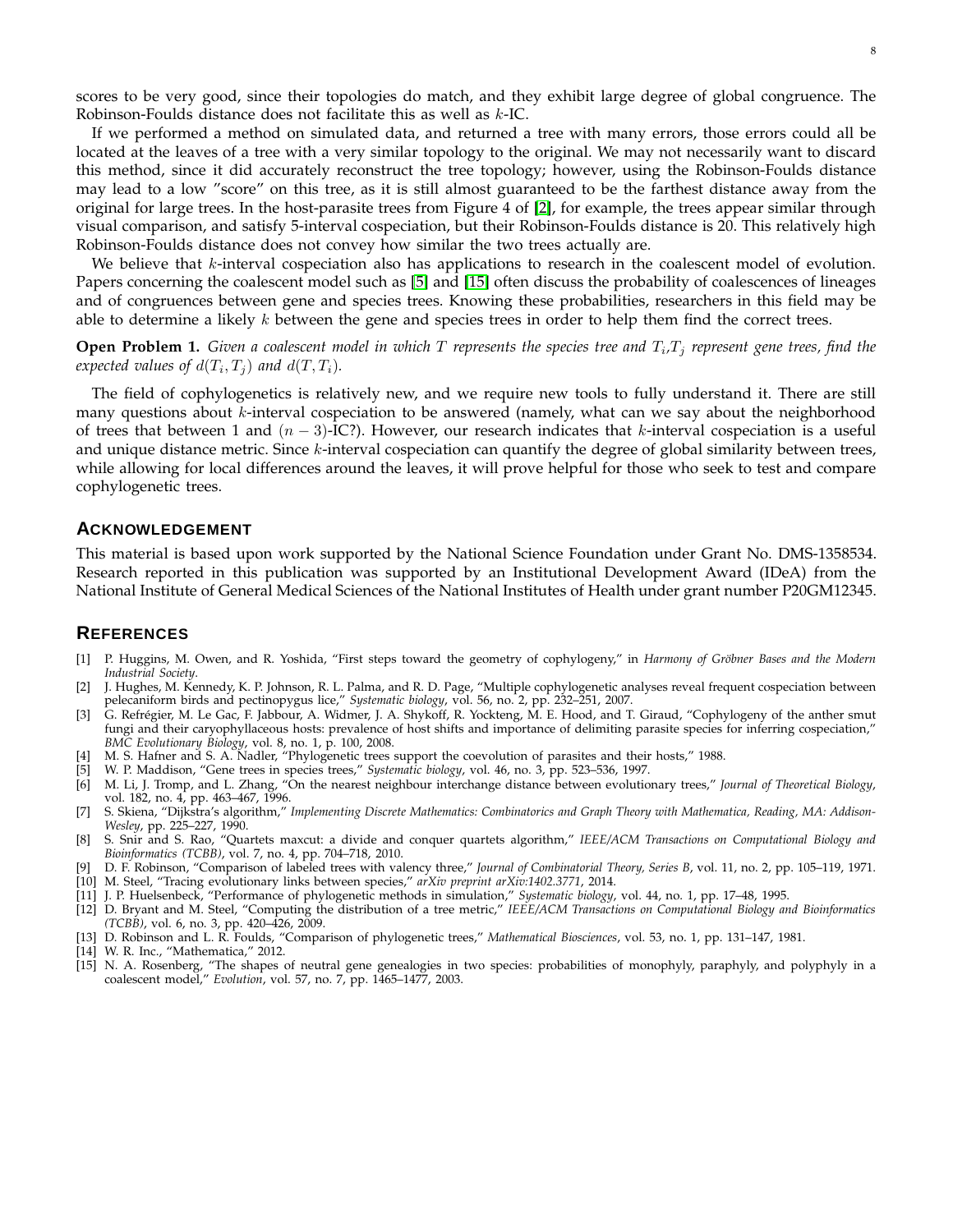scores to be very good, since their topologies do match, and they exhibit large degree of global congruence. The Robinson-Foulds distance does not facilitate this as well as $k$-IC.

If we performed a method on simulated data, and returned a tree with many errors, those errors could all be located at the leaves of a tree with a very similar topology to the original. We may not necessarily want to discard this method, since it did accurately reconstruct the tree topology; however, using the Robinson-Foulds distance may lead to a low "score" on this tree, as it is still almost guaranteed to be the farthest distance away from the original for large trees. In the host-parasite trees from Figure 4 of [2], for example, the trees appear similar through visual comparison, and satisfy 5-interval cospeciation, but their Robinson-Foulds distance is 20. This relatively high Robinson-Foulds distance does not convey how similar the two trees actually are.

We believe that $k$-interval cospeciation also has applications to research in the coalescent model of evolution. Papers concerning the coalescent model such as [5] and [15] often discuss the probability of coalescences of lineages and of congruences between gene and species trees. Knowing these probabilities, researchers in this field may be able to determine a likely $k$ between the gene and species trees in order to help them find the correct trees.

**Open Problem 1.** *Given a coalescent model in which $T$ represents the species tree and $T_i$,$T_j$ represent gene trees, find the expected values of $d(T_i, T_j)$ and $d(T, T_i)$.*

The field of cophylogenetics is relatively new, and we require new tools to fully understand it. There are still many questions about $k$-interval cospeciation to be answered (namely, what can we say about the neighborhood of trees that between 1 and $(n-3)$-IC?). However, our research indicates that $k$-interval cospeciation is a useful and unique distance metric. Since $k$-interval cospeciation can quantify the degree of global similarity between trees, while allowing for local differences around the leaves, it will prove helpful for those who seek to test and compare cophylogenetic trees.

## Acknowledgement

This material is based upon work supported by the National Science Foundation under Grant No. DMS-1358534. Research reported in this publication was supported by an Institutional Development Award (IDeA) from the National Institute of General Medical Sciences of the National Institutes of Health under grant number P20GM12345.

## References

[1] P. Huggins, M. Owen, and R. Yoshida, "First steps toward the geometry of cophylogeny," in *Harmony of Gröbner Bases and the Modern Industrial Society*.

[2] J. Hughes, M. Kennedy, K. P. Johnson, R. L. Palma, and R. D. Page, "Multiple cophylogenetic analyses reveal frequent cospeciation between pelecaniform birds and pectinopygus lice," *Systematic biology*, vol. 56, no. 2, pp. 232–251, 2007.

[3] G. Refrégier, M. Le Gac, F. Jabbour, A. Widmer, J. A. Shykoff, R. Yockteng, M. E. Hood, and T. Giraud, "Cophylogeny of the anther smut fungi and their caryophyllaceous hosts: prevalence of host shifts and importance of delimiting parasite species for inferring cospeciation," *BMC Evolutionary Biology*, vol. 8, no. 1, p. 100, 2008.

[4] M. S. Hafner and S. A. Nadler, "Phylogenetic trees support the coevolution of parasites and their hosts," 1988.

[5] W. P. Maddison, "Gene trees in species trees," *Systematic biology*, vol. 46, no. 3, pp. 523–536, 1997.

[6] M. Li, J. Tromp, and L. Zhang, "On the nearest neighbour interchange distance between evolutionary trees," *Journal of Theoretical Biology*, vol. 182, no. 4, pp. 463–467, 1996.

[7] S. Skiena, "Dijkstra's algorithm," *Implementing Discrete Mathematics: Combinatorics and Graph Theory with Mathematica, Reading, MA: Addison-Wesley*, pp. 225–227, 1990.

[8] S. Snir and S. Rao, "Quartets maxcut: a divide and conquer quartets algorithm," *IEEE/ACM Transactions on Computational Biology and Bioinformatics (TCBB)*, vol. 7, no. 4, pp. 704–718, 2010.

[9] D. F. Robinson, "Comparison of labeled trees with valency three," *Journal of Combinatorial Theory, Series B*, vol. 11, no. 2, pp. 105–119, 1971.

[10] M. Steel, "Tracing evolutionary links between species," *arXiv preprint arXiv:1402.3771*, 2014.

[11] J. P. Huelsenbeck, "Performance of phylogenetic methods in simulation," *Systematic biology*, vol. 44, no. 1, pp. 17–48, 1995.

[12] D. Bryant and M. Steel, "Computing the distribution of a tree metric," *IEEE/ACM Transactions on Computational Biology and Bioinformatics (TCBB)*, vol. 6, no. 3, pp. 420–426, 2009.

[13] D. Robinson and L. R. Foulds, "Comparison of phylogenetic trees," *Mathematical Biosciences*, vol. 53, no. 1, pp. 131–147, 1981.

[14] W. R. Inc., "Mathematica," 2012.

[15] N. A. Rosenberg, "The shapes of neutral gene genealogies in two species: probabilities of monophyly, paraphyly, and polyphyly in a coalescent model," *Evolution*, vol. 57, no. 7, pp. 1465–1477, 2003.